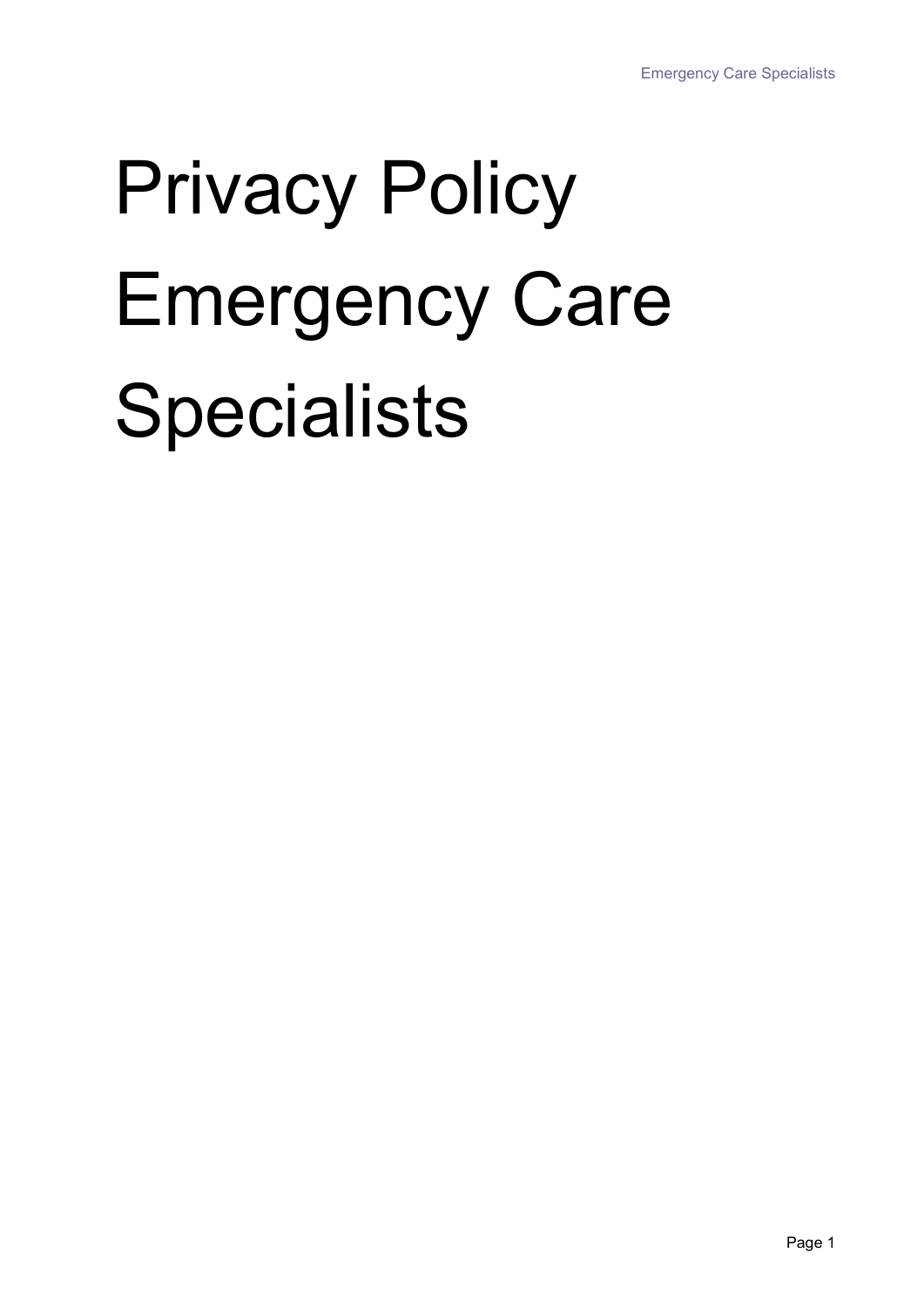# Privacy Policy Emergency Care Specialists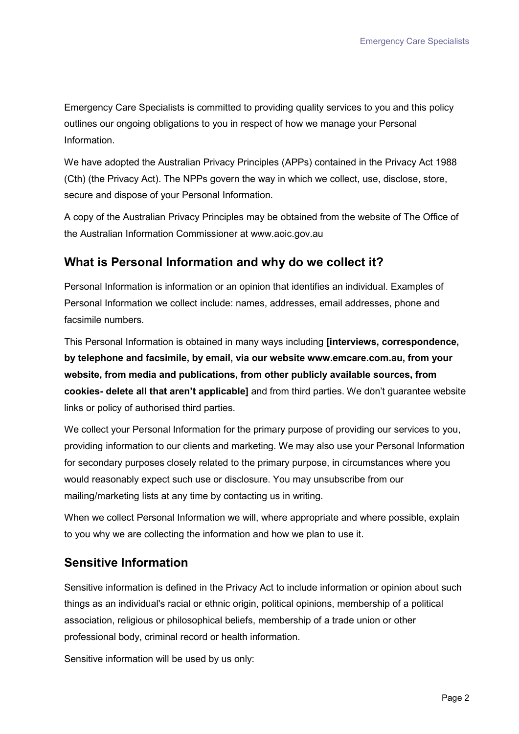Emergency Care Specialists is committed to providing quality services to you and this policy outlines our ongoing obligations to you in respect of how we manage your Personal Information.

We have adopted the Australian Privacy Principles (APPs) contained in the Privacy Act 1988 (Cth) (the Privacy Act). The NPPs govern the way in which we collect, use, disclose, store, secure and dispose of your Personal Information.

A copy of the Australian Privacy Principles may be obtained from the website of The Office of the Australian Information Commissioner at www.aoic.gov.au

## What is Personal Information and why do we collect it?

Personal Information is information or an opinion that identifies an individual. Examples of Personal Information we collect include: names, addresses, email addresses, phone and facsimile numbers.

This Personal Information is obtained in many ways including **[interviews, correspondence, by telephone and facsimile, by email, via our website www.emcare.com.au, from your website, from media and publications, from other publicly available sources, from cookies- delete all that aren't applicable]** and from third parties. We don't guarantee website links or policy of authorised third parties.

We collect your Personal Information for the primary purpose of providing our services to you, providing information to our clients and marketing. We may also use your Personal Information for secondary purposes closely related to the primary purpose, in circumstances where you would reasonably expect such use or disclosure. You may unsubscribe from our mailing/marketing lists at any time by contacting us in writing.

When we collect Personal Information we will, where appropriate and where possible, explain to you why we are collecting the information and how we plan to use it.

## Sensitive Information

Sensitive information is defined in the Privacy Act to include information or opinion about such things as an individual's racial or ethnic origin, political opinions, membership of a political association, religious or philosophical beliefs, membership of a trade union or other professional body, criminal record or health information.

Sensitive information will be used by us only: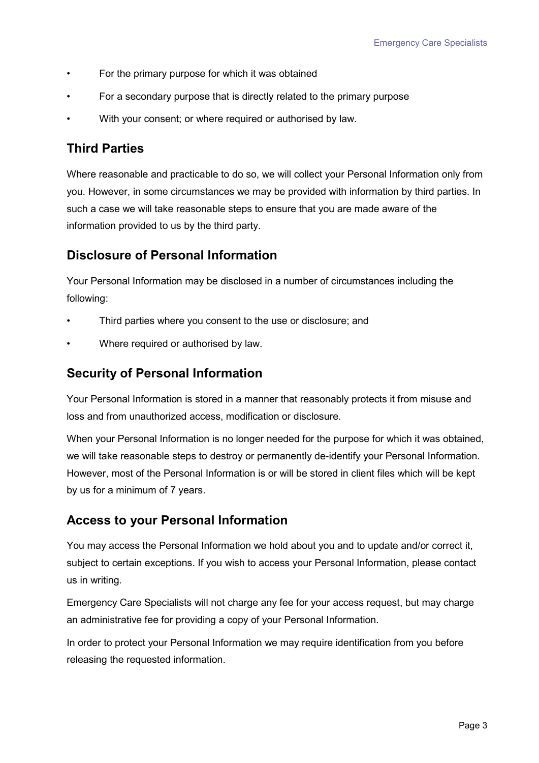- For the primary purpose for which it was obtained
- For a secondary purpose that is directly related to the primary purpose
- With your consent; or where required or authorised by law.

## Third Parties

Where reasonable and practicable to do so, we will collect your Personal Information only from you. However, in some circumstances we may be provided with information by third parties. In such a case we will take reasonable steps to ensure that you are made aware of the information provided to us by the third party.

## Disclosure of Personal Information

Your Personal Information may be disclosed in a number of circumstances including the following:

- Third parties where you consent to the use or disclosure; and
- Where required or authorised by law.

## Security of Personal Information

Your Personal Information is stored in a manner that reasonably protects it from misuse and loss and from unauthorized access, modification or disclosure.

When your Personal Information is no longer needed for the purpose for which it was obtained, we will take reasonable steps to destroy or permanently de-identify your Personal Information. However, most of the Personal Information is or will be stored in client files which will be kept by us for a minimum of 7 years.

## Access to your Personal Information

You may access the Personal Information we hold about you and to update and/or correct it, subject to certain exceptions. If you wish to access your Personal Information, please contact us in writing.

Emergency Care Specialists will not charge any fee for your access request, but may charge an administrative fee for providing a copy of your Personal Information.

In order to protect your Personal Information we may require identification from you before releasing the requested information.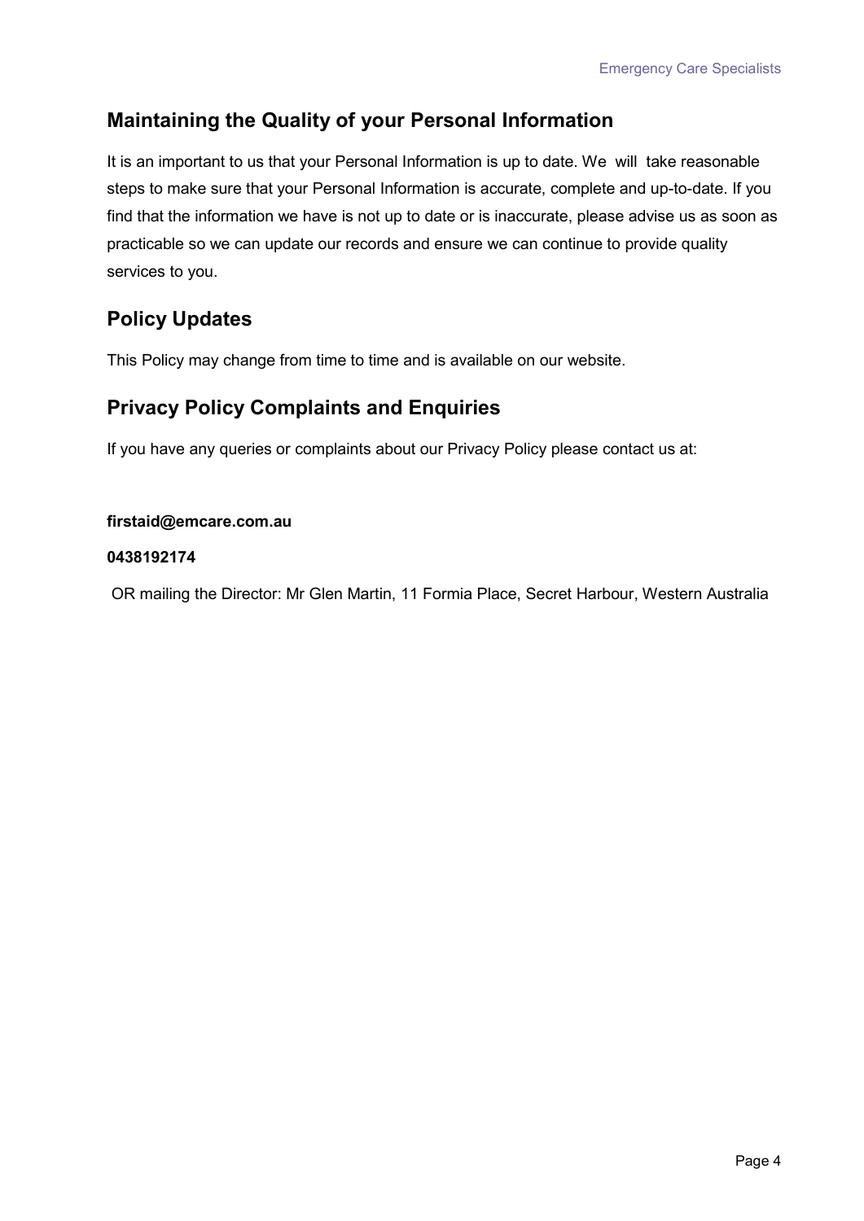## Maintaining the Quality of your Personal Information

It is an important to us that your Personal Information is up to date. We will take reasonable steps to make sure that your Personal Information is accurate, complete and up-to-date. If you find that the information we have is not up to date or is inaccurate, please advise us as soon as practicable so we can update our records and ensure we can continue to provide quality services to you.

## Policy Updates

This Policy may change from time to time and is available on our website.

## Privacy Policy Complaints and Enquiries

If you have any queries or complaints about our Privacy Policy please contact us at:

**firstaid@emcare.com.au**

**0438192174**

OR mailing the Director: Mr Glen Martin, 11 Formia Place, Secret Harbour, Western Australia